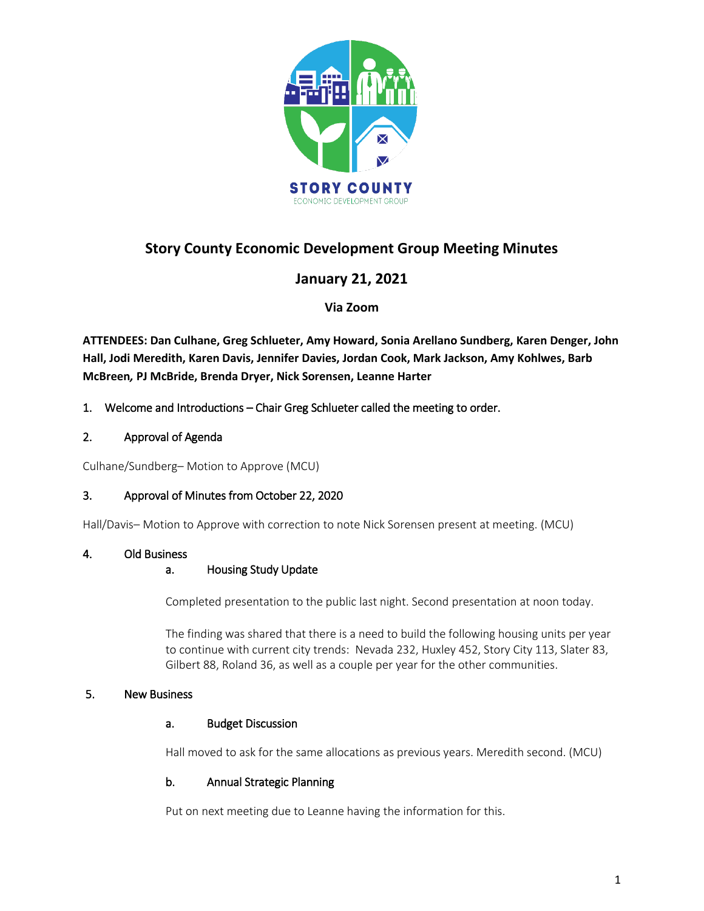# Story County Economic Development Group Meeting Minutes

## January 21, 2021

### Via Zoom

**ATTENDEES: Dan Culhane, Greg Schlueter, Amy Howard, Sonia Arellano Sundberg, Karen Denger, John Hall, Jodi Meredith, Karen Davis, Jennifer Davies, Jordan Cook, Mark Jackson, Amy Kohlwes, Barb McBreen, PJ McBride, Brenda Dryer, Nick Sorensen, Leanne Harter**

1. Welcome and Introductions – Chair Greg Schlueter called the meeting to order.

2. Approval of Agenda

Culhane/Sundberg– Motion to Approve (MCU)

3. Approval of Minutes from October 22, 2020

Hall/Davis– Motion to Approve with correction to note Nick Sorensen present at meeting. (MCU)

4. Old Business

   a. Housing Study Update

   Completed presentation to the public last night. Second presentation at noon today.

   The finding was shared that there is a need to build the following housing units per year to continue with current city trends: Nevada 232, Huxley 452, Story City 113, Slater 83, Gilbert 88, Roland 36, as well as a couple per year for the other communities.

5. New Business

   a. Budget Discussion

   Hall moved to ask for the same allocations as previous years. Meredith second. (MCU)

   b. Annual Strategic Planning

   Put on next meeting due to Leanne having the information for this.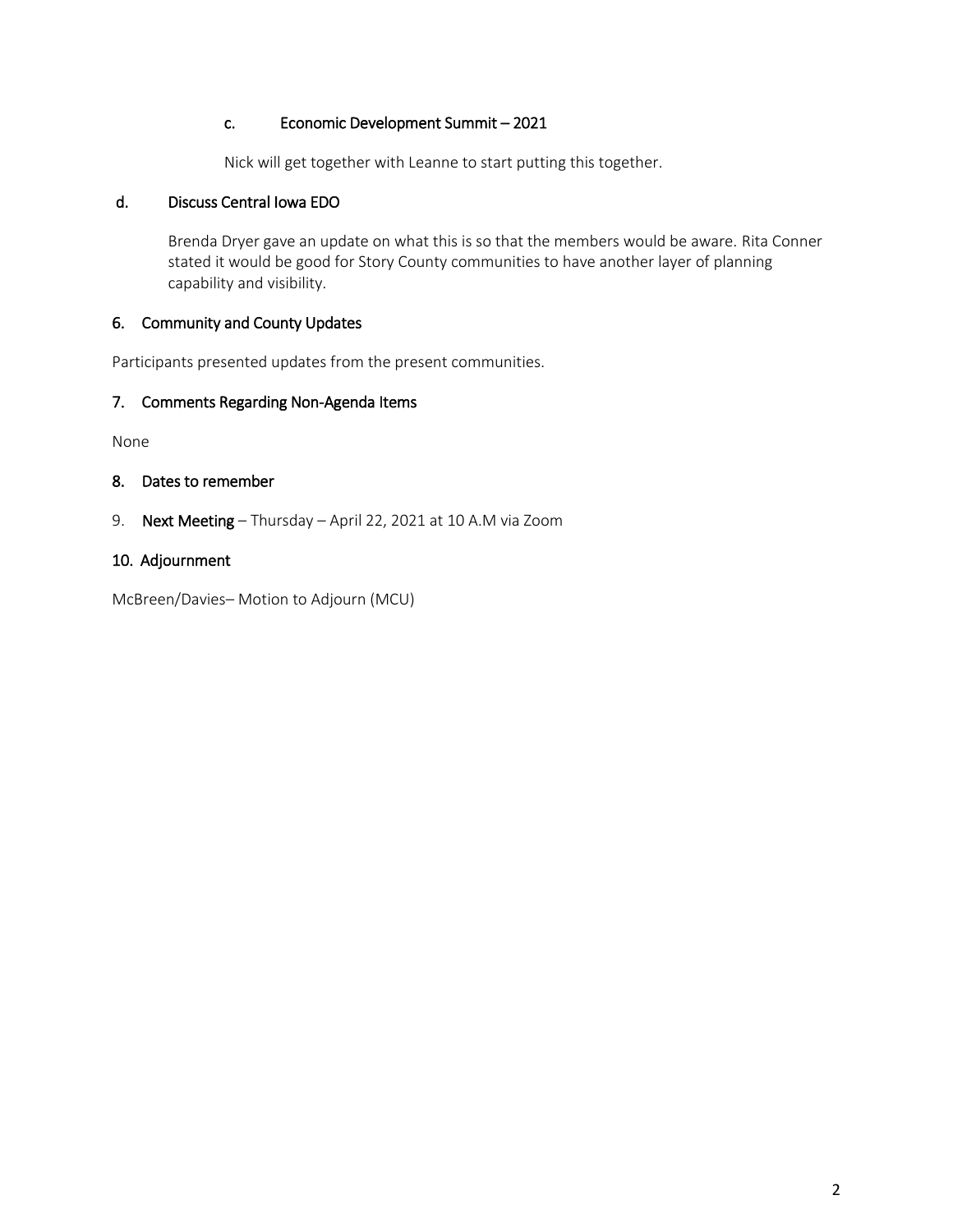### c. Economic Development Summit – 2021

Nick will get together with Leanne to start putting this together.

### d. Discuss Central Iowa EDO

Brenda Dryer gave an update on what this is so that the members would be aware. Rita Conner stated it would be good for Story County communities to have another layer of planning capability and visibility.

## 6. Community and County Updates

Participants presented updates from the present communities.

## 7. Comments Regarding Non-Agenda Items

None

## 8. Dates to remember

9. **Next Meeting** – Thursday – April 22, 2021 at 10 A.M via Zoom

## 10. Adjournment

McBreen/Davies– Motion to Adjourn (MCU)